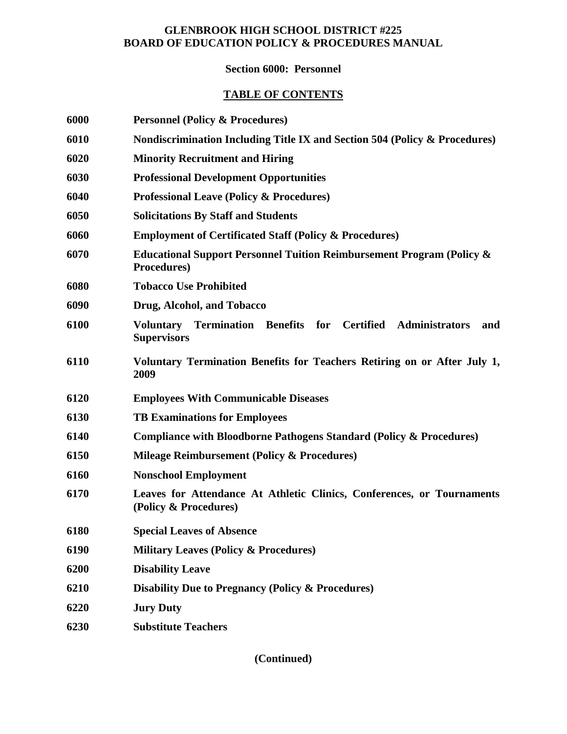# GLENBROOK HIGH SCHOOL DISTRICT #225
# BOARD OF EDUCATION POLICY & PROCEDURES MANUAL

## Section 6000: Personnel

## TABLE OF CONTENTS

| | |
|---|---|
| **6000** | **Personnel (Policy & Procedures)** |
| **6010** | **Nondiscrimination Including Title IX and Section 504 (Policy & Procedures)** |
| **6020** | **Minority Recruitment and Hiring** |
| **6030** | **Professional Development Opportunities** |
| **6040** | **Professional Leave (Policy & Procedures)** |
| **6050** | **Solicitations By Staff and Students** |
| **6060** | **Employment of Certificated Staff (Policy & Procedures)** |
| **6070** | **Educational Support Personnel Tuition Reimbursement Program (Policy & Procedures)** |
| **6080** | **Tobacco Use Prohibited** |
| **6090** | **Drug, Alcohol, and Tobacco** |
| **6100** | **Voluntary Termination Benefits for Certified Administrators and Supervisors** |
| **6110** | **Voluntary Termination Benefits for Teachers Retiring on or After July 1, 2009** |
| **6120** | **Employees With Communicable Diseases** |
| **6130** | **TB Examinations for Employees** |
| **6140** | **Compliance with Bloodborne Pathogens Standard (Policy & Procedures)** |
| **6150** | **Mileage Reimbursement (Policy & Procedures)** |
| **6160** | **Nonschool Employment** |
| **6170** | **Leaves for Attendance At Athletic Clinics, Conferences, or Tournaments (Policy & Procedures)** |
| **6180** | **Special Leaves of Absence** |
| **6190** | **Military Leaves (Policy & Procedures)** |
| **6200** | **Disability Leave** |
| **6210** | **Disability Due to Pregnancy (Policy & Procedures)** |
| **6220** | **Jury Duty** |
| **6230** | **Substitute Teachers** |

**(Continued)**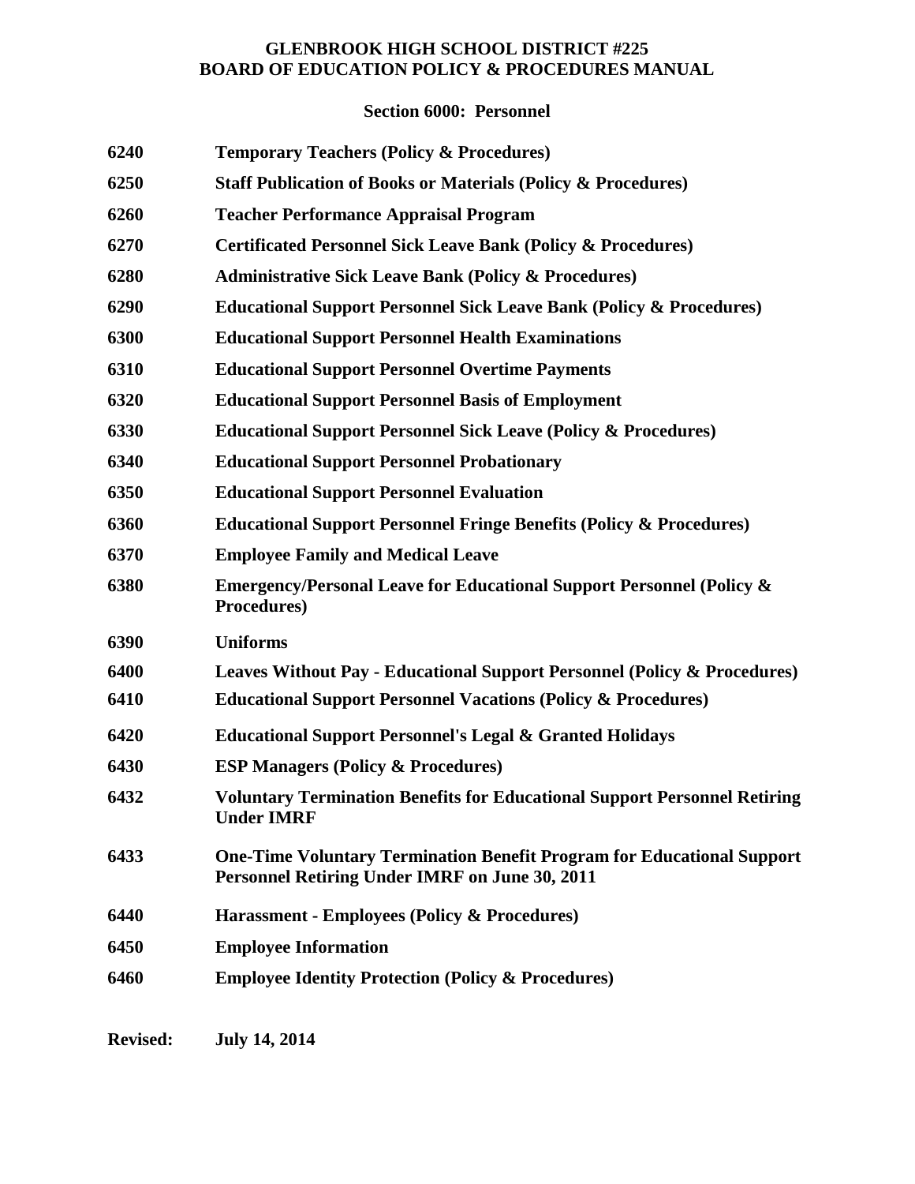**GLENBROOK HIGH SCHOOL DISTRICT #225**
**BOARD OF EDUCATION POLICY & PROCEDURES MANUAL**

**Section 6000: Personnel**

| | |
|---|---|
| **6240** | **Temporary Teachers (Policy & Procedures)** |
| **6250** | **Staff Publication of Books or Materials (Policy & Procedures)** |
| **6260** | **Teacher Performance Appraisal Program** |
| **6270** | **Certificated Personnel Sick Leave Bank (Policy & Procedures)** |
| **6280** | **Administrative Sick Leave Bank (Policy & Procedures)** |
| **6290** | **Educational Support Personnel Sick Leave Bank (Policy & Procedures)** |
| **6300** | **Educational Support Personnel Health Examinations** |
| **6310** | **Educational Support Personnel Overtime Payments** |
| **6320** | **Educational Support Personnel Basis of Employment** |
| **6330** | **Educational Support Personnel Sick Leave (Policy & Procedures)** |
| **6340** | **Educational Support Personnel Probationary** |
| **6350** | **Educational Support Personnel Evaluation** |
| **6360** | **Educational Support Personnel Fringe Benefits (Policy & Procedures)** |
| **6370** | **Employee Family and Medical Leave** |
| **6380** | **Emergency/Personal Leave for Educational Support Personnel (Policy & Procedures)** |
| **6390** | **Uniforms** |
| **6400** | **Leaves Without Pay - Educational Support Personnel (Policy & Procedures)** |
| **6410** | **Educational Support Personnel Vacations (Policy & Procedures)** |
| **6420** | **Educational Support Personnel's Legal & Granted Holidays** |
| **6430** | **ESP Managers (Policy & Procedures)** |
| **6432** | **Voluntary Termination Benefits for Educational Support Personnel Retiring Under IMRF** |
| **6433** | **One-Time Voluntary Termination Benefit Program for Educational Support Personnel Retiring Under IMRF on June 30, 2011** |
| **6440** | **Harassment - Employees (Policy & Procedures)** |
| **6450** | **Employee Information** |
| **6460** | **Employee Identity Protection (Policy & Procedures)** |

**Revised:** **July 14, 2014**